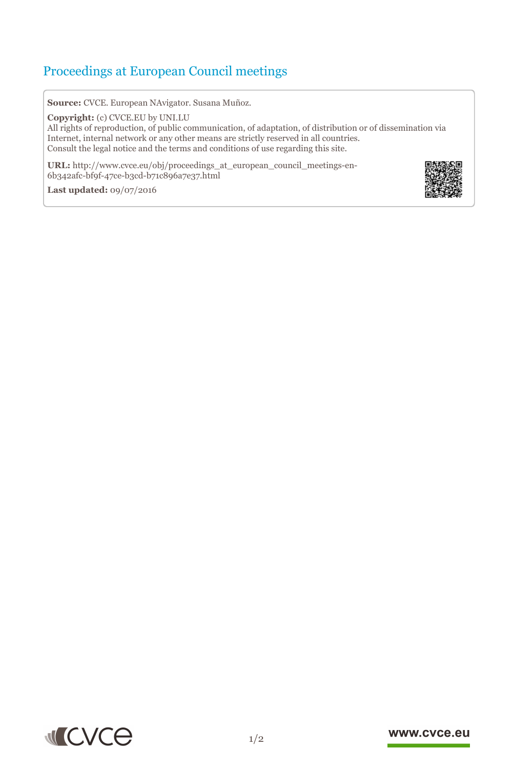# Proceedings at European Council meetings

**Source:** CVCE. European NAvigator. Susana Muñoz.

**Copyright:** (c) CVCE.EU by UNI.LU
All rights of reproduction, of public communication, of adaptation, of distribution or of dissemination via Internet, internal network or any other means are strictly reserved in all countries.
Consult the legal notice and the terms and conditions of use regarding this site.

**URL:** http://www.cvce.eu/obj/proceedings_at_european_council_meetings-en-6b342afc-bf9f-47ce-b3cd-b71c896a7e37.html

**Last updated:** 09/07/2016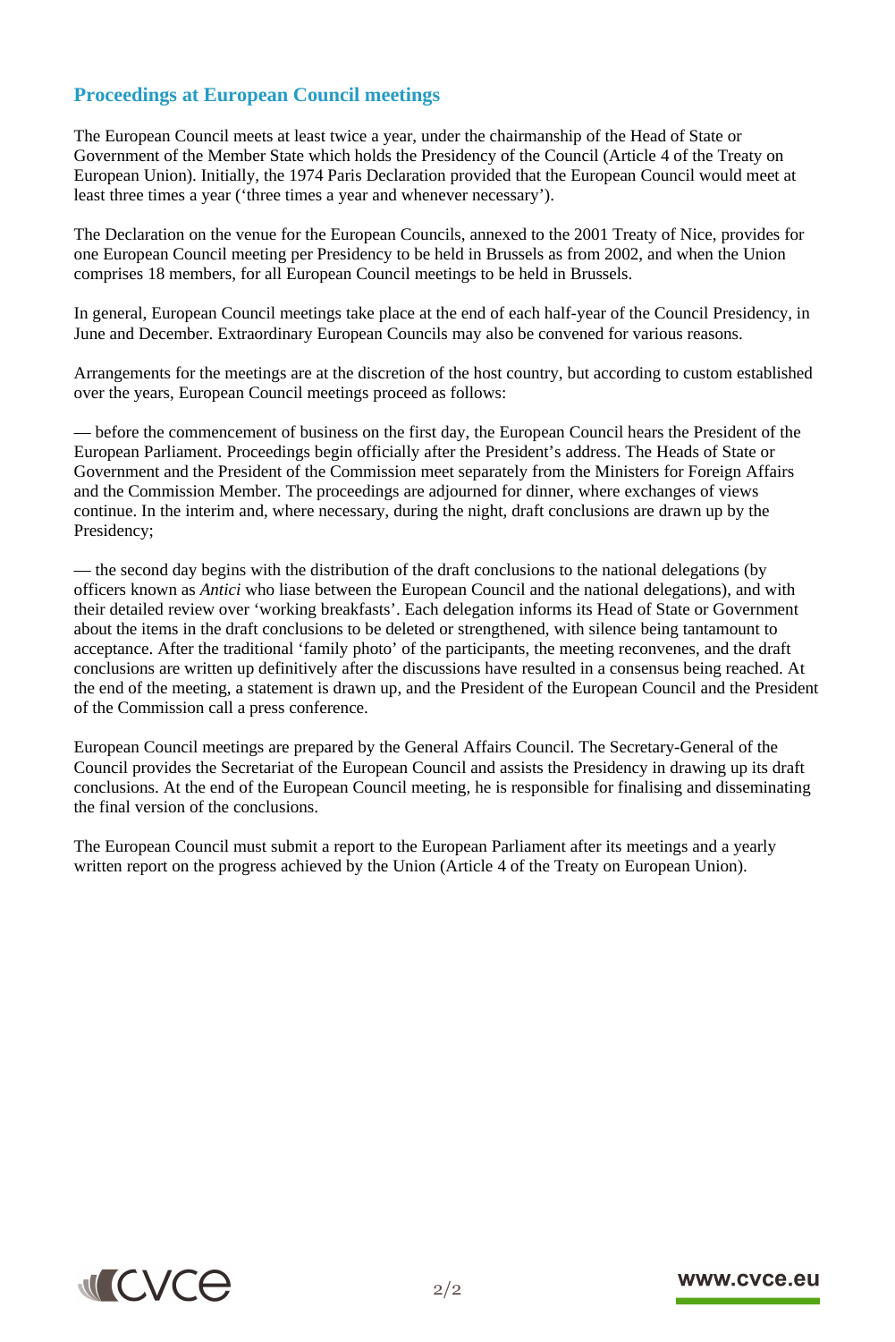## Proceedings at European Council meetings

The European Council meets at least twice a year, under the chairmanship of the Head of State or Government of the Member State which holds the Presidency of the Council (Article 4 of the Treaty on European Union). Initially, the 1974 Paris Declaration provided that the European Council would meet at least three times a year ('three times a year and whenever necessary').

The Declaration on the venue for the European Councils, annexed to the 2001 Treaty of Nice, provides for one European Council meeting per Presidency to be held in Brussels as from 2002, and when the Union comprises 18 members, for all European Council meetings to be held in Brussels.

In general, European Council meetings take place at the end of each half-year of the Council Presidency, in June and December. Extraordinary European Councils may also be convened for various reasons.

Arrangements for the meetings are at the discretion of the host country, but according to custom established over the years, European Council meetings proceed as follows:

— before the commencement of business on the first day, the European Council hears the President of the European Parliament. Proceedings begin officially after the President's address. The Heads of State or Government and the President of the Commission meet separately from the Ministers for Foreign Affairs and the Commission Member. The proceedings are adjourned for dinner, where exchanges of views continue. In the interim and, where necessary, during the night, draft conclusions are drawn up by the Presidency;

— the second day begins with the distribution of the draft conclusions to the national delegations (by officers known as *Antici* who liase between the European Council and the national delegations), and with their detailed review over 'working breakfasts'. Each delegation informs its Head of State or Government about the items in the draft conclusions to be deleted or strengthened, with silence being tantamount to acceptance. After the traditional 'family photo' of the participants, the meeting reconvenes, and the draft conclusions are written up definitively after the discussions have resulted in a consensus being reached. At the end of the meeting, a statement is drawn up, and the President of the European Council and the President of the Commission call a press conference.

European Council meetings are prepared by the General Affairs Council. The Secretary-General of the Council provides the Secretariat of the European Council and assists the Presidency in drawing up its draft conclusions. At the end of the European Council meeting, he is responsible for finalising and disseminating the final version of the conclusions.

The European Council must submit a report to the European Parliament after its meetings and a yearly written report on the progress achieved by the Union (Article 4 of the Treaty on European Union).